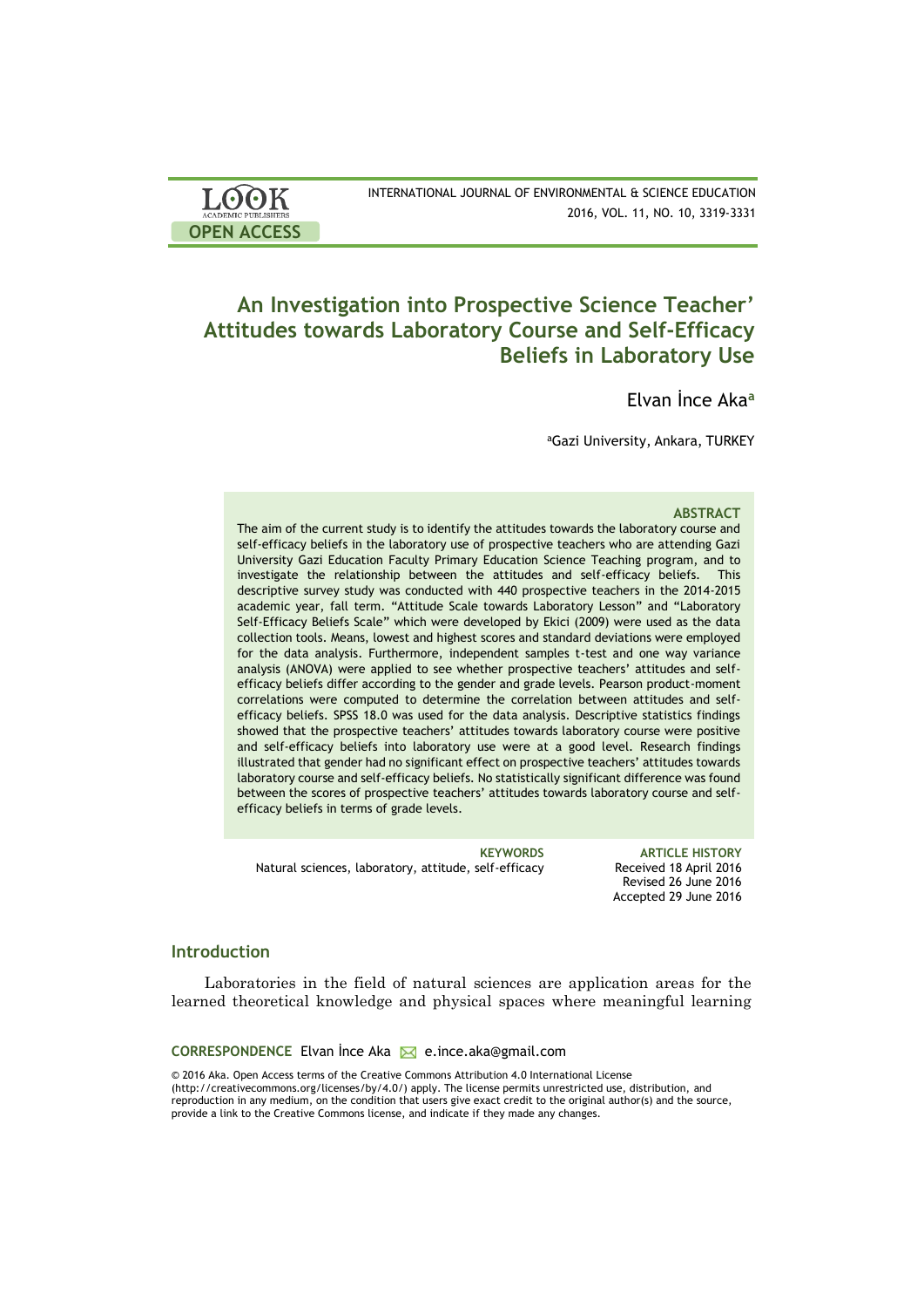LOOK ACADEMIC PUBLISHERS

OPEN ACCESS

# An Investigation into Prospective Science Teacher' Attitudes towards Laboratory Course and Self-Efficacy Beliefs in Laboratory Use

Elvan İnce Aka[a]

[a]Gazi University, Ankara, TURKEY

### ABSTRACT

The aim of the current study is to identify the attitudes towards the laboratory course and self-efficacy beliefs in the laboratory use of prospective teachers who are attending Gazi University Gazi Education Faculty Primary Education Science Teaching program, and to investigate the relationship between the attitudes and self-efficacy beliefs. This descriptive survey study was conducted with 440 prospective teachers in the 2014-2015 academic year, fall term. "Attitude Scale towards Laboratory Lesson" and "Laboratory Self-Efficacy Beliefs Scale" which were developed by Ekici (2009) were used as the data collection tools. Means, lowest and highest scores and standard deviations were employed for the data analysis. Furthermore, independent samples t-test and one way variance analysis (ANOVA) were applied to see whether prospective teachers' attitudes and self-efficacy beliefs differ according to the gender and grade levels. Pearson product-moment correlations were computed to determine the correlation between attitudes and self-efficacy beliefs. SPSS 18.0 was used for the data analysis. Descriptive statistics findings showed that the prospective teachers' attitudes towards laboratory course were positive and self-efficacy beliefs into laboratory use were at a good level. Research findings illustrated that gender had no significant effect on prospective teachers' attitudes towards laboratory course and self-efficacy beliefs. No statistically significant difference was found between the scores of prospective teachers' attitudes towards laboratory course and self-efficacy beliefs in terms of grade levels.

**KEYWORDS**
Natural sciences, laboratory, attitude, self-efficacy

**ARTICLE HISTORY**
Received 18 April 2016
Revised 26 June 2016
Accepted 29 June 2016

## Introduction

Laboratories in the field of natural sciences are application areas for the learned theoretical knowledge and physical spaces where meaningful learning

**CORRESPONDENCE** Elvan İnce Aka e.ince.aka@gmail.com

© 2016 Aka. Open Access terms of the Creative Commons Attribution 4.0 International License (http://creativecommons.org/licenses/by/4.0/) apply. The license permits unrestricted use, distribution, and reproduction in any medium, on the condition that users give exact credit to the original author(s) and the source, provide a link to the Creative Commons license, and indicate if they made any changes.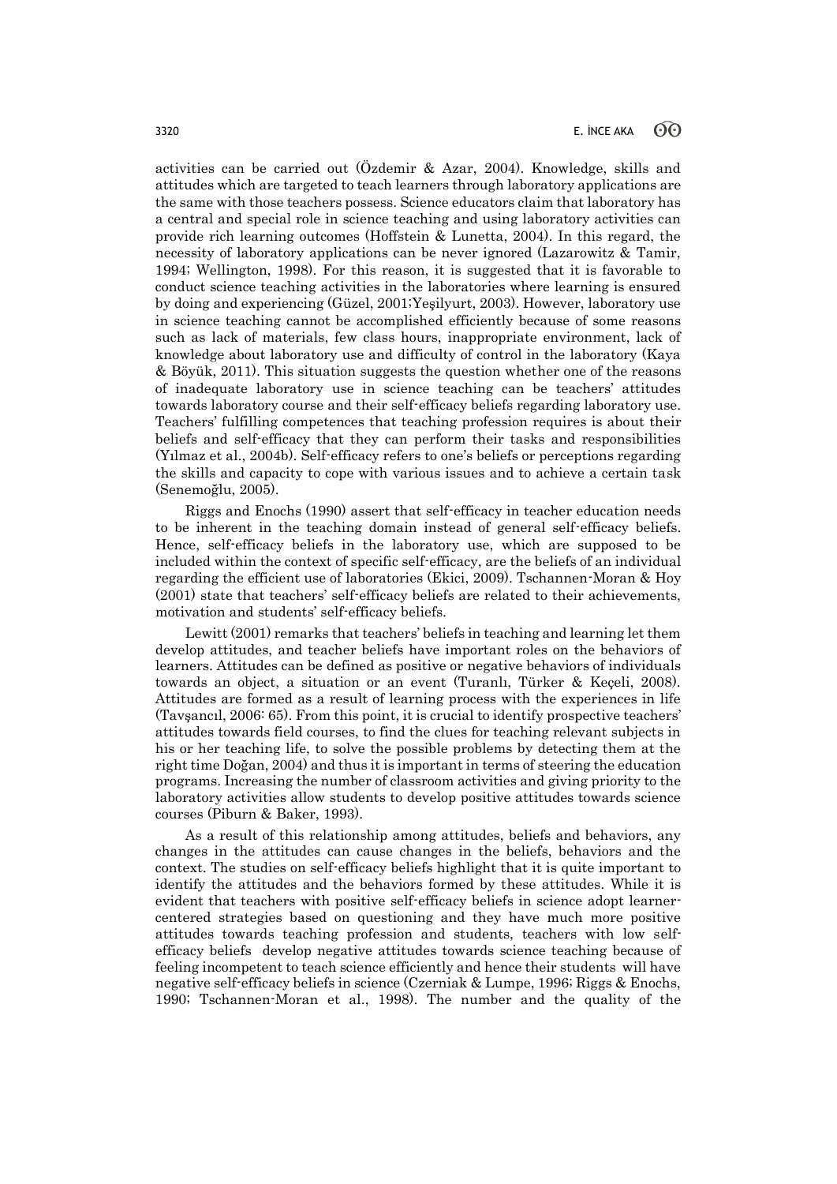activities can be carried out (Özdemir & Azar, 2004). Knowledge, skills and attitudes which are targeted to teach learners through laboratory applications are the same with those teachers possess. Science educators claim that laboratory has a central and special role in science teaching and using laboratory activities can provide rich learning outcomes (Hoffstein & Lunetta, 2004). In this regard, the necessity of laboratory applications can be never ignored (Lazarowitz & Tamir, 1994; Wellington, 1998). For this reason, it is suggested that it is favorable to conduct science teaching activities in the laboratories where learning is ensured by doing and experiencing (Güzel, 2001;Yeşilyurt, 2003). However, laboratory use in science teaching cannot be accomplished efficiently because of some reasons such as lack of materials, few class hours, inappropriate environment, lack of knowledge about laboratory use and difficulty of control in the laboratory (Kaya & Böyük, 2011). This situation suggests the question whether one of the reasons of inadequate laboratory use in science teaching can be teachers' attitudes towards laboratory course and their self-efficacy beliefs regarding laboratory use. Teachers' fulfilling competences that teaching profession requires is about their beliefs and self-efficacy that they can perform their tasks and responsibilities (Yılmaz et al., 2004b). Self-efficacy refers to one's beliefs or perceptions regarding the skills and capacity to cope with various issues and to achieve a certain task (Senemoğlu, 2005).

Riggs and Enochs (1990) assert that self-efficacy in teacher education needs to be inherent in the teaching domain instead of general self-efficacy beliefs. Hence, self-efficacy beliefs in the laboratory use, which are supposed to be included within the context of specific self-efficacy, are the beliefs of an individual regarding the efficient use of laboratories (Ekici, 2009). Tschannen-Moran & Hoy (2001) state that teachers' self-efficacy beliefs are related to their achievements, motivation and students' self-efficacy beliefs.

Lewitt (2001) remarks that teachers' beliefs in teaching and learning let them develop attitudes, and teacher beliefs have important roles on the behaviors of learners. Attitudes can be defined as positive or negative behaviors of individuals towards an object, a situation or an event (Turanlı, Türker & Keçeli, 2008). Attitudes are formed as a result of learning process with the experiences in life (Tavşancıl, 2006: 65). From this point, it is crucial to identify prospective teachers' attitudes towards field courses, to find the clues for teaching relevant subjects in his or her teaching life, to solve the possible problems by detecting them at the right time Doğan, 2004) and thus it is important in terms of steering the education programs. Increasing the number of classroom activities and giving priority to the laboratory activities allow students to develop positive attitudes towards science courses (Piburn & Baker, 1993).

As a result of this relationship among attitudes, beliefs and behaviors, any changes in the attitudes can cause changes in the beliefs, behaviors and the context. The studies on self-efficacy beliefs highlight that it is quite important to identify the attitudes and the behaviors formed by these attitudes. While it is evident that teachers with positive self-efficacy beliefs in science adopt learner-centered strategies based on questioning and they have much more positive attitudes towards teaching profession and students, teachers with low self-efficacy beliefs develop negative attitudes towards science teaching because of feeling incompetent to teach science efficiently and hence their students will have negative self-efficacy beliefs in science (Czerniak & Lumpe, 1996; Riggs & Enochs, 1990; Tschannen-Moran et al., 1998). The number and the quality of the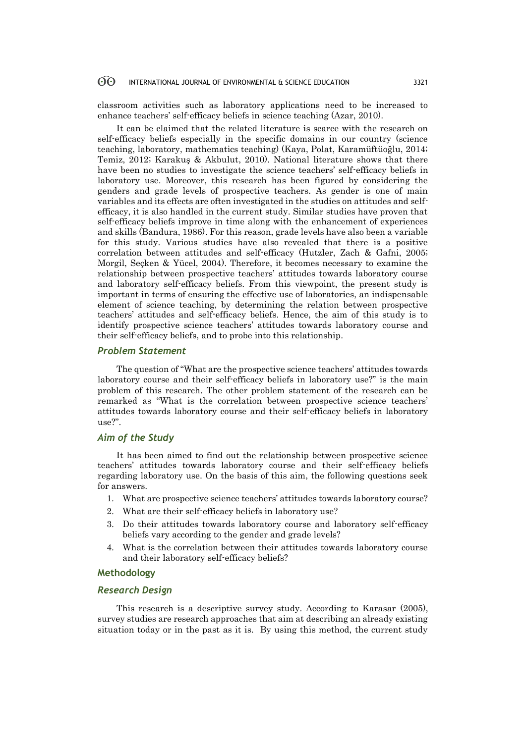classroom activities such as laboratory applications need to be increased to enhance teachers' self-efficacy beliefs in science teaching (Azar, 2010).

It can be claimed that the related literature is scarce with the research on self-efficacy beliefs especially in the specific domains in our country (science teaching, laboratory, mathematics teaching) (Kaya, Polat, Karamüftüoğlu, 2014; Temiz, 2012; Karakuş & Akbulut, 2010). National literature shows that there have been no studies to investigate the science teachers' self-efficacy beliefs in laboratory use. Moreover, this research has been figured by considering the genders and grade levels of prospective teachers. As gender is one of main variables and its effects are often investigated in the studies on attitudes and self-efficacy, it is also handled in the current study. Similar studies have proven that self-efficacy beliefs improve in time along with the enhancement of experiences and skills (Bandura, 1986). For this reason, grade levels have also been a variable for this study. Various studies have also revealed that there is a positive correlation between attitudes and self-efficacy (Hutzler, Zach & Gafni, 2005; Morgil, Seçken & Yücel, 2004). Therefore, it becomes necessary to examine the relationship between prospective teachers' attitudes towards laboratory course and laboratory self-efficacy beliefs. From this viewpoint, the present study is important in terms of ensuring the effective use of laboratories, an indispensable element of science teaching, by determining the relation between prospective teachers' attitudes and self-efficacy beliefs. Hence, the aim of this study is to identify prospective science teachers' attitudes towards laboratory course and their self-efficacy beliefs, and to probe into this relationship.

### *Problem Statement*

The question of "What are the prospective science teachers' attitudes towards laboratory course and their self-efficacy beliefs in laboratory use?" is the main problem of this research. The other problem statement of the research can be remarked as "What is the correlation between prospective science teachers' attitudes towards laboratory course and their self-efficacy beliefs in laboratory use?".

### *Aim of the Study*

It has been aimed to find out the relationship between prospective science teachers' attitudes towards laboratory course and their self-efficacy beliefs regarding laboratory use. On the basis of this aim, the following questions seek for answers.

1. What are prospective science teachers' attitudes towards laboratory course?
2. What are their self-efficacy beliefs in laboratory use?
3. Do their attitudes towards laboratory course and laboratory self-efficacy beliefs vary according to the gender and grade levels?
4. What is the correlation between their attitudes towards laboratory course and their laboratory self-efficacy beliefs?

## Methodology

### *Research Design*

This research is a descriptive survey study. According to Karasar (2005), survey studies are research approaches that aim at describing an already existing situation today or in the past as it is. By using this method, the current study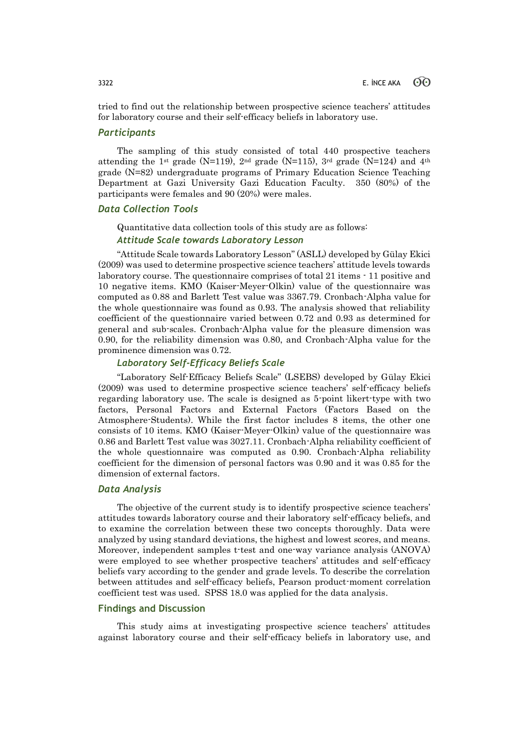tried to find out the relationship between prospective science teachers' attitudes for laboratory course and their self-efficacy beliefs in laboratory use.

## Participants

The sampling of this study consisted of total 440 prospective teachers attending the 1st grade (N=119), 2nd grade (N=115), 3rd grade (N=124) and 4th grade (N=82) undergraduate programs of Primary Education Science Teaching Department at Gazi University Gazi Education Faculty. 350 (80%) of the participants were females and 90 (20%) were males.

## Data Collection Tools

Quantitative data collection tools of this study are as follows:

### Attitude Scale towards Laboratory Lesson

"Attitude Scale towards Laboratory Lesson" (ASLL) developed by Gülay Ekici (2009) was used to determine prospective science teachers' attitude levels towards laboratory course. The questionnaire comprises of total 21 items - 11 positive and 10 negative items. KMO (Kaiser-Meyer-Olkin) value of the questionnaire was computed as 0.88 and Barlett Test value was 3367.79. Cronbach-Alpha value for the whole questionnaire was found as 0.93. The analysis showed that reliability coefficient of the questionnaire varied between 0.72 and 0.93 as determined for general and sub-scales. Cronbach-Alpha value for the pleasure dimension was 0.90, for the reliability dimension was 0.80, and Cronbach-Alpha value for the prominence dimension was 0.72.

### Laboratory Self-Efficacy Beliefs Scale

"Laboratory Self-Efficacy Beliefs Scale" (LSEBS) developed by Gülay Ekici (2009) was used to determine prospective science teachers' self-efficacy beliefs regarding laboratory use. The scale is designed as 5-point likert-type with two factors, Personal Factors and External Factors (Factors Based on the Atmosphere-Students). While the first factor includes 8 items, the other one consists of 10 items. KMO (Kaiser-Meyer-Olkin) value of the questionnaire was 0.86 and Barlett Test value was 3027.11. Cronbach-Alpha reliability coefficient of the whole questionnaire was computed as 0.90. Cronbach-Alpha reliability coefficient for the dimension of personal factors was 0.90 and it was 0.85 for the dimension of external factors.

## Data Analysis

The objective of the current study is to identify prospective science teachers' attitudes towards laboratory course and their laboratory self-efficacy beliefs, and to examine the correlation between these two concepts thoroughly. Data were analyzed by using standard deviations, the highest and lowest scores, and means. Moreover, independent samples t-test and one-way variance analysis (ANOVA) were employed to see whether prospective teachers' attitudes and self-efficacy beliefs vary according to the gender and grade levels. To describe the correlation between attitudes and self-efficacy beliefs, Pearson product-moment correlation coefficient test was used. SPSS 18.0 was applied for the data analysis.

## Findings and Discussion

This study aims at investigating prospective science teachers' attitudes against laboratory course and their self-efficacy beliefs in laboratory use, and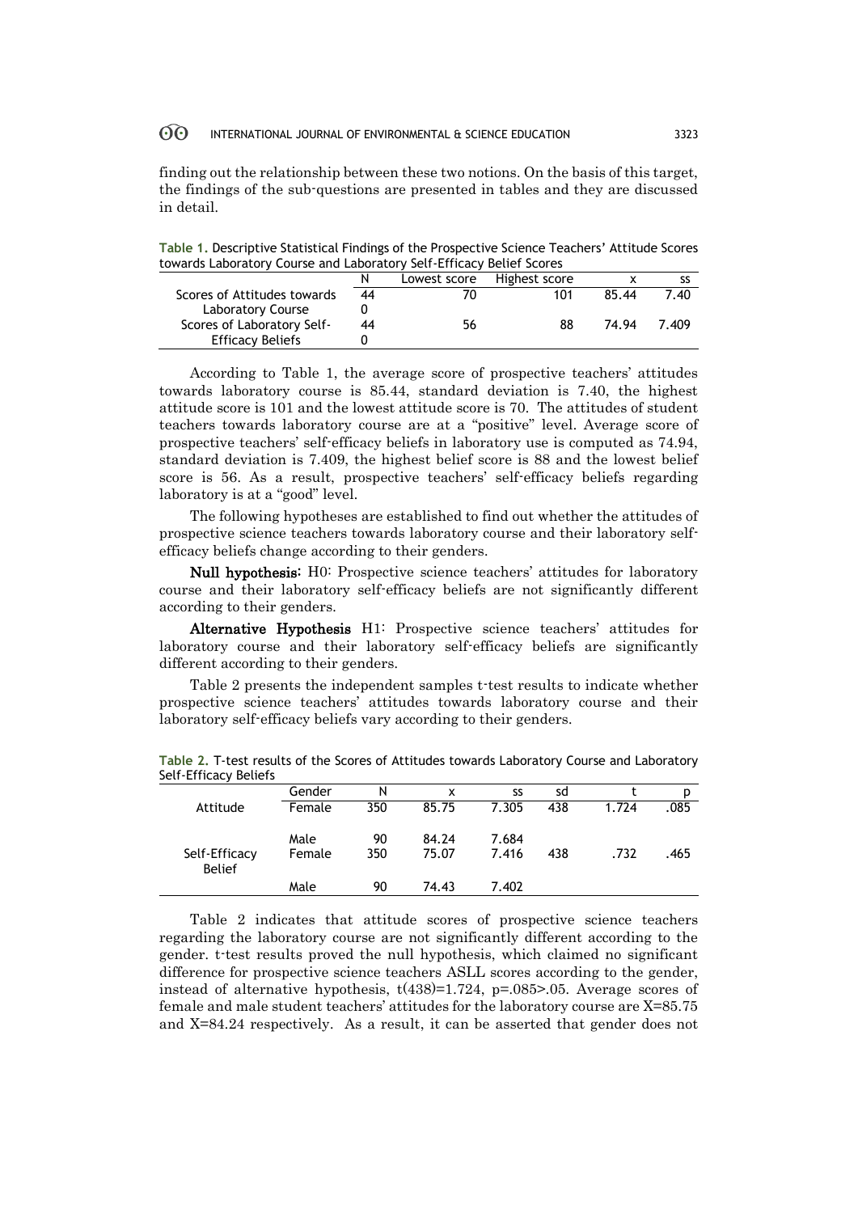finding out the relationship between these two notions. On the basis of this target, the findings of the sub-questions are presented in tables and they are discussed in detail.

**Table 1.** Descriptive Statistical Findings of the Prospective Science Teachers' Attitude Scores towards Laboratory Course and Laboratory Self-Efficacy Belief Scores

| | N | Lowest score | Highest score | x | ss |
|---|---|---|---|---|---|
| Scores of Attitudes towards Laboratory Course | 440 | 70 | 101 | 85.44 | 7.40 |
| Scores of Laboratory Self-Efficacy Beliefs | 440 | 56 | 88 | 74.94 | 7.409 |

According to Table 1, the average score of prospective teachers' attitudes towards laboratory course is 85.44, standard deviation is 7.40, the highest attitude score is 101 and the lowest attitude score is 70. The attitudes of student teachers towards laboratory course are at a "positive" level. Average score of prospective teachers' self-efficacy beliefs in laboratory use is computed as 74.94, standard deviation is 7.409, the highest belief score is 88 and the lowest belief score is 56. As a result, prospective teachers' self-efficacy beliefs regarding laboratory is at a "good" level.

The following hypotheses are established to find out whether the attitudes of prospective science teachers towards laboratory course and their laboratory self-efficacy beliefs change according to their genders.

**Null hypothesis:** H0: Prospective science teachers' attitudes for laboratory course and their laboratory self-efficacy beliefs are not significantly different according to their genders.

**Alternative Hypothesis** H1: Prospective science teachers' attitudes for laboratory course and their laboratory self-efficacy beliefs are significantly different according to their genders.

Table 2 presents the independent samples t-test results to indicate whether prospective science teachers' attitudes towards laboratory course and their laboratory self-efficacy beliefs vary according to their genders.

**Table 2.** T-test results of the Scores of Attitudes towards Laboratory Course and Laboratory Self-Efficacy Beliefs

| | Gender | N | x | ss | sd | t | p |
|---|---|---|---|---|---|---|---|
| Attitude | Female | 350 | 85.75 | 7.305 | 438 | 1.724 | .085 |
| | Male | 90 | 84.24 | 7.684 | | | |
| Self-Efficacy Belief | Female | 350 | 75.07 | 7.416 | 438 | .732 | .465 |
| | Male | 90 | 74.43 | 7.402 | | | |

Table 2 indicates that attitude scores of prospective science teachers regarding the laboratory course are not significantly different according to the gender. t-test results proved the null hypothesis, which claimed no significant difference for prospective science teachers ASLL scores according to the gender, instead of alternative hypothesis, $t(438)=1.724$, $p=.085>.05$. Average scores of female and male student teachers' attitudes for the laboratory course are $X=85.75$ and $X=84.24$ respectively. As a result, it can be asserted that gender does not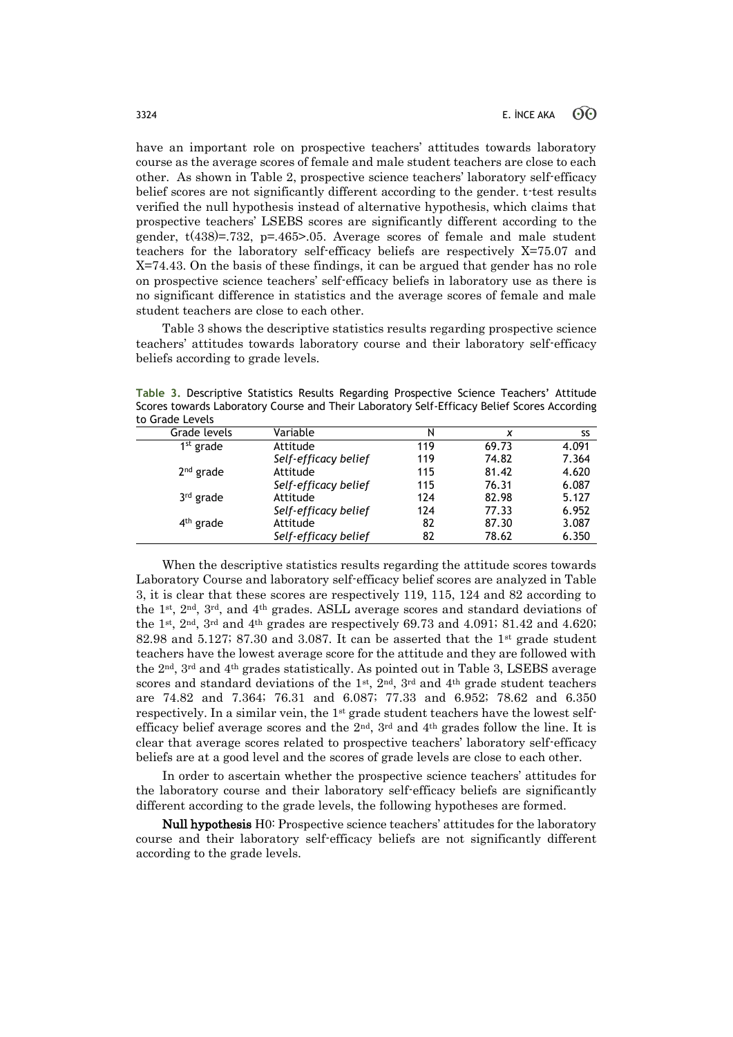have an important role on prospective teachers' attitudes towards laboratory course as the average scores of female and male student teachers are close to each other. As shown in Table 2, prospective science teachers' laboratory self-efficacy belief scores are not significantly different according to the gender. t-test results verified the null hypothesis instead of alternative hypothesis, which claims that prospective teachers' LSEBS scores are significantly different according to the gender, $t(438)=.732$, $p=.465>.05$. Average scores of female and male student teachers for the laboratory self-efficacy beliefs are respectively X=75.07 and X=74.43. On the basis of these findings, it can be argued that gender has no role on prospective science teachers' self-efficacy beliefs in laboratory use as there is no significant difference in statistics and the average scores of female and male student teachers are close to each other.

Table 3 shows the descriptive statistics results regarding prospective science teachers' attitudes towards laboratory course and their laboratory self-efficacy beliefs according to grade levels.

**Table 3.** Descriptive Statistics Results Regarding Prospective Science Teachers' Attitude Scores towards Laboratory Course and Their Laboratory Self-Efficacy Belief Scores According to Grade Levels

| Grade levels | Variable | N | x | ss |
|---|---|---|---|---|
| 1st grade | Attitude | 119 | 69.73 | 4.091 |
| | *Self-efficacy belief* | 119 | 74.82 | 7.364 |
| 2nd grade | Attitude | 115 | 81.42 | 4.620 |
| | *Self-efficacy belief* | 115 | 76.31 | 6.087 |
| 3rd grade | Attitude | 124 | 82.98 | 5.127 |
| | *Self-efficacy belief* | 124 | 77.33 | 6.952 |
| 4th grade | Attitude | 82 | 87.30 | 3.087 |
| | *Self-efficacy belief* | 82 | 78.62 | 6.350 |

When the descriptive statistics results regarding the attitude scores towards Laboratory Course and laboratory self-efficacy belief scores are analyzed in Table 3, it is clear that these scores are respectively 119, 115, 124 and 82 according to the 1st, 2nd, 3rd, and 4th grades. ASLL average scores and standard deviations of the 1st, 2nd, 3rd and 4th grades are respectively 69.73 and 4.091; 81.42 and 4.620; 82.98 and 5.127; 87.30 and 3.087. It can be asserted that the 1st grade student teachers have the lowest average score for the attitude and they are followed with the 2nd, 3rd and 4th grades statistically. As pointed out in Table 3, LSEBS average scores and standard deviations of the 1st, 2nd, 3rd and 4th grade student teachers are 74.82 and 7.364; 76.31 and 6.087; 77.33 and 6.952; 78.62 and 6.350 respectively. In a similar vein, the 1st grade student teachers have the lowest self-efficacy belief average scores and the 2nd, 3rd and 4th grades follow the line. It is clear that average scores related to prospective teachers' laboratory self-efficacy beliefs are at a good level and the scores of grade levels are close to each other.

In order to ascertain whether the prospective science teachers' attitudes for the laboratory course and their laboratory self-efficacy beliefs are significantly different according to the grade levels, the following hypotheses are formed.

**Null hypothesis** H0: Prospective science teachers' attitudes for the laboratory course and their laboratory self-efficacy beliefs are not significantly different according to the grade levels.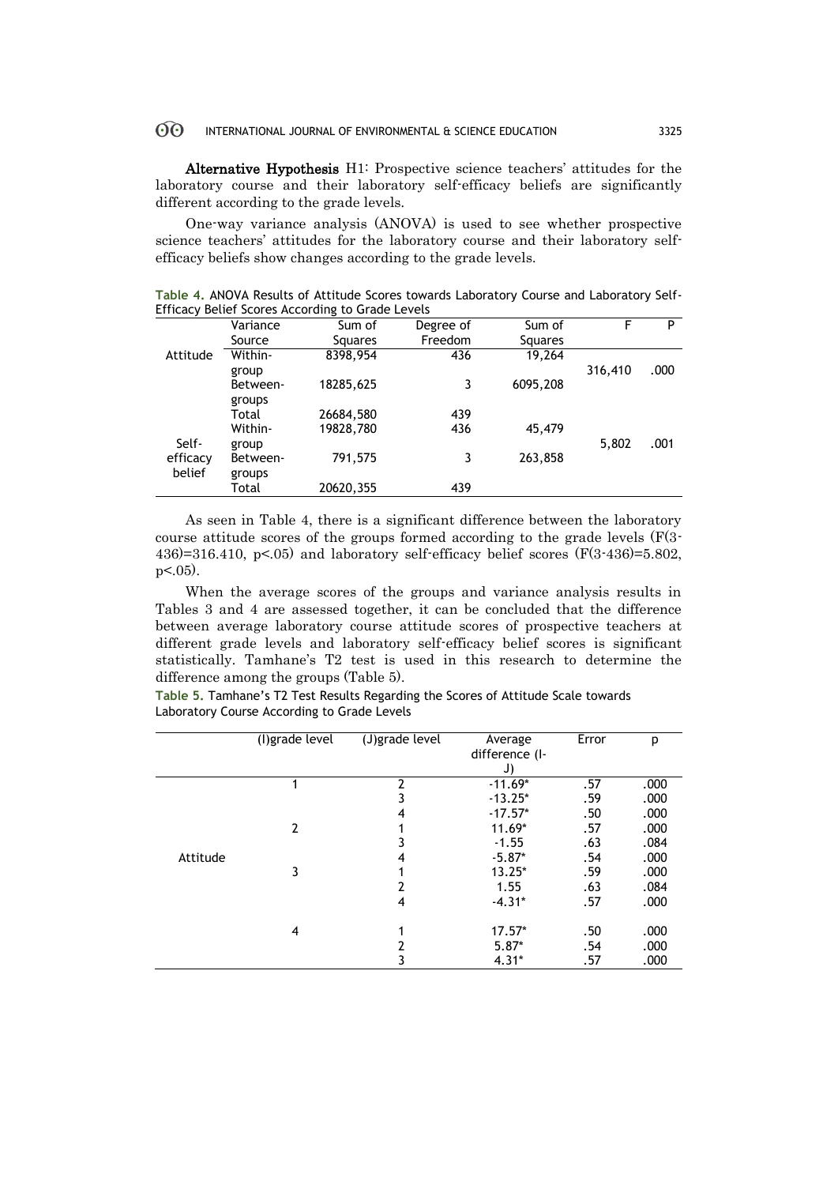**Alternative Hypothesis** H1: Prospective science teachers' attitudes for the laboratory course and their laboratory self-efficacy beliefs are significantly different according to the grade levels.

One-way variance analysis (ANOVA) is used to see whether prospective science teachers' attitudes for the laboratory course and their laboratory self-efficacy beliefs show changes according to the grade levels.

**Table 4.** ANOVA Results of Attitude Scores towards Laboratory Course and Laboratory Self-Efficacy Belief Scores According to Grade Levels

| | Variance Source | Sum of Squares | Degree of Freedom | Sum of Squares | F | P |
|---|---|---|---|---|---|---|
| Attitude | Within-group | 8398,954 | 436 | 19,264 | 316,410 | .000 |
| | Between-groups | 18285,625 | 3 | 6095,208 | | |
| | Total | 26684,580 | 439 | | | |
| Self-efficacy belief | Within-group | 19828,780 | 436 | 45,479 | 5,802 | .001 |
| | Between-groups | 791,575 | 3 | 263,858 | | |
| | Total | 20620,355 | 439 | | | |

As seen in Table 4, there is a significant difference between the laboratory course attitude scores of the groups formed according to the grade levels ($F(3\text{-}436)=316.410$, $p<.05$) and laboratory self-efficacy belief scores ($F(3\text{-}436)=5.802$, $p<.05$).

When the average scores of the groups and variance analysis results in Tables 3 and 4 are assessed together, it can be concluded that the difference between average laboratory course attitude scores of prospective teachers at different grade levels and laboratory self-efficacy belief scores is significant statistically. Tamhane's T2 test is used in this research to determine the difference among the groups (Table 5).

**Table 5.** Tamhane's T2 Test Results Regarding the Scores of Attitude Scale towards Laboratory Course According to Grade Levels

| | (I)grade level | (J)grade level | Average difference (I-J) | Error | p |
|---|---|---|---|---|---|
| Attitude | 1 | 2 | -11.69* | .57 | .000 |
| | | 3 | -13.25* | .59 | .000 |
| | | 4 | -17.57* | .50 | .000 |
| | 2 | 1 | 11.69* | .57 | .000 |
| | | 3 | -1.55 | .63 | .084 |
| | | 4 | -5.87* | .54 | .000 |
| | 3 | 1 | 13.25* | .59 | .000 |
| | | 2 | 1.55 | .63 | .084 |
| | | 4 | -4.31* | .57 | .000 |
| | 4 | 1 | 17.57* | .50 | .000 |
| | | 2 | 5.87* | .54 | .000 |
| | | 3 | 4.31* | .57 | .000 |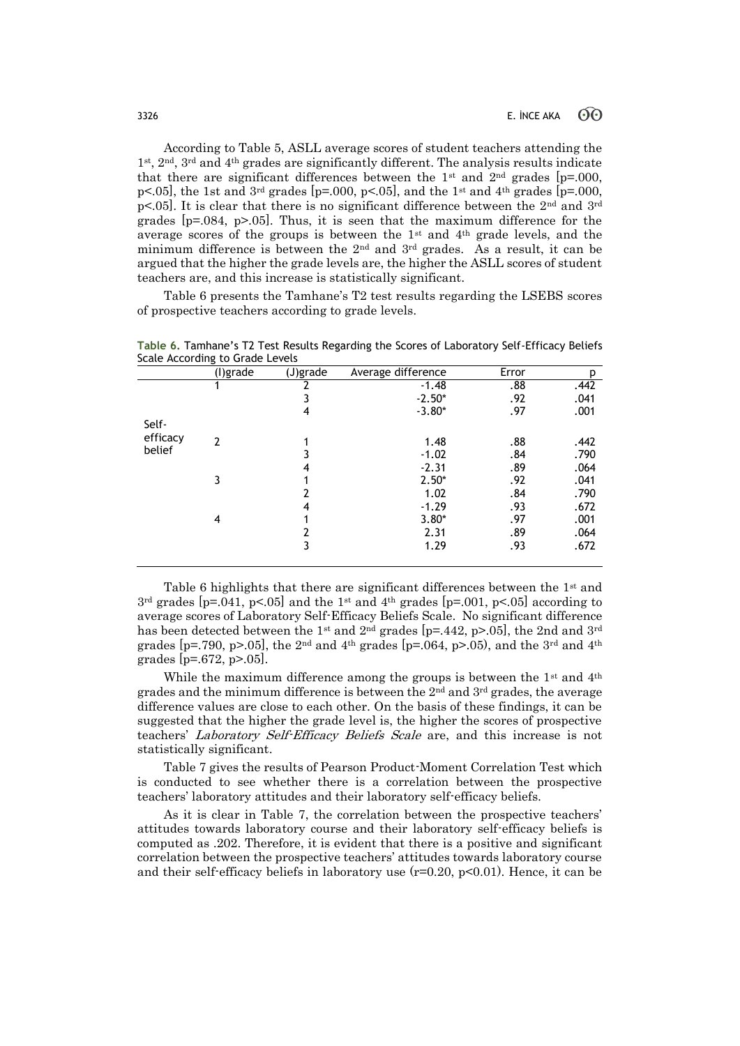According to Table 5, ASLL average scores of student teachers attending the 1st, 2nd, 3rd and 4th grades are significantly different. The analysis results indicate that there are significant differences between the 1st and 2nd grades [p=.000, p<.05], the 1st and 3rd grades [p=.000, p<.05], and the 1st and 4th grades [p=.000, p<.05]. It is clear that there is no significant difference between the 2nd and 3rd grades [p=.084, p>.05]. Thus, it is seen that the maximum difference for the average scores of the groups is between the 1st and 4th grade levels, and the minimum difference is between the 2nd and 3rd grades. As a result, it can be argued that the higher the grade levels are, the higher the ASLL scores of student teachers are, and this increase is statistically significant.

Table 6 presents the Tamhane's T2 test results regarding the LSEBS scores of prospective teachers according to grade levels.

**Table 6.** Tamhane's T2 Test Results Regarding the Scores of Laboratory Self-Efficacy Beliefs Scale According to Grade Levels

| | (I)grade | (J)grade | Average difference | Error | p |
|---|---|---|---|---|---|
| Self-efficacy belief | 1 | 2 | -1.48 | .88 | .442 |
| | | 3 | -2.50* | .92 | .041 |
| | | 4 | -3.80* | .97 | .001 |
| | 2 | 1 | 1.48 | .88 | .442 |
| | | 3 | -1.02 | .84 | .790 |
| | | 4 | -2.31 | .89 | .064 |
| | 3 | 1 | 2.50* | .92 | .041 |
| | | 2 | 1.02 | .84 | .790 |
| | | 4 | -1.29 | .93 | .672 |
| | 4 | 1 | 3.80* | .97 | .001 |
| | | 2 | 2.31 | .89 | .064 |
| | | 3 | 1.29 | .93 | .672 |

Table 6 highlights that there are significant differences between the 1st and 3rd grades [p=.041, p<.05] and the 1st and 4th grades [p=.001, p<.05] according to average scores of Laboratory Self-Efficacy Beliefs Scale. No significant difference has been detected between the 1st and 2nd grades [p=.442, p>.05], the 2nd and 3rd grades [p=.790, p>.05], the 2nd and 4th grades [p=.064, p>.05), and the 3rd and 4th grades [p=.672, p>.05].

While the maximum difference among the groups is between the 1st and 4th grades and the minimum difference is between the 2nd and 3rd grades, the average difference values are close to each other. On the basis of these findings, it can be suggested that the higher the grade level is, the higher the scores of prospective teachers' *Laboratory Self-Efficacy Beliefs Scale* are, and this increase is not statistically significant.

Table 7 gives the results of Pearson Product-Moment Correlation Test which is conducted to see whether there is a correlation between the prospective teachers' laboratory attitudes and their laboratory self-efficacy beliefs.

As it is clear in Table 7, the correlation between the prospective teachers' attitudes towards laboratory course and their laboratory self-efficacy beliefs is computed as .202. Therefore, it is evident that there is a positive and significant correlation between the prospective teachers' attitudes towards laboratory course and their self-efficacy beliefs in laboratory use ($r=0.20$, $p<0.01$). Hence, it can be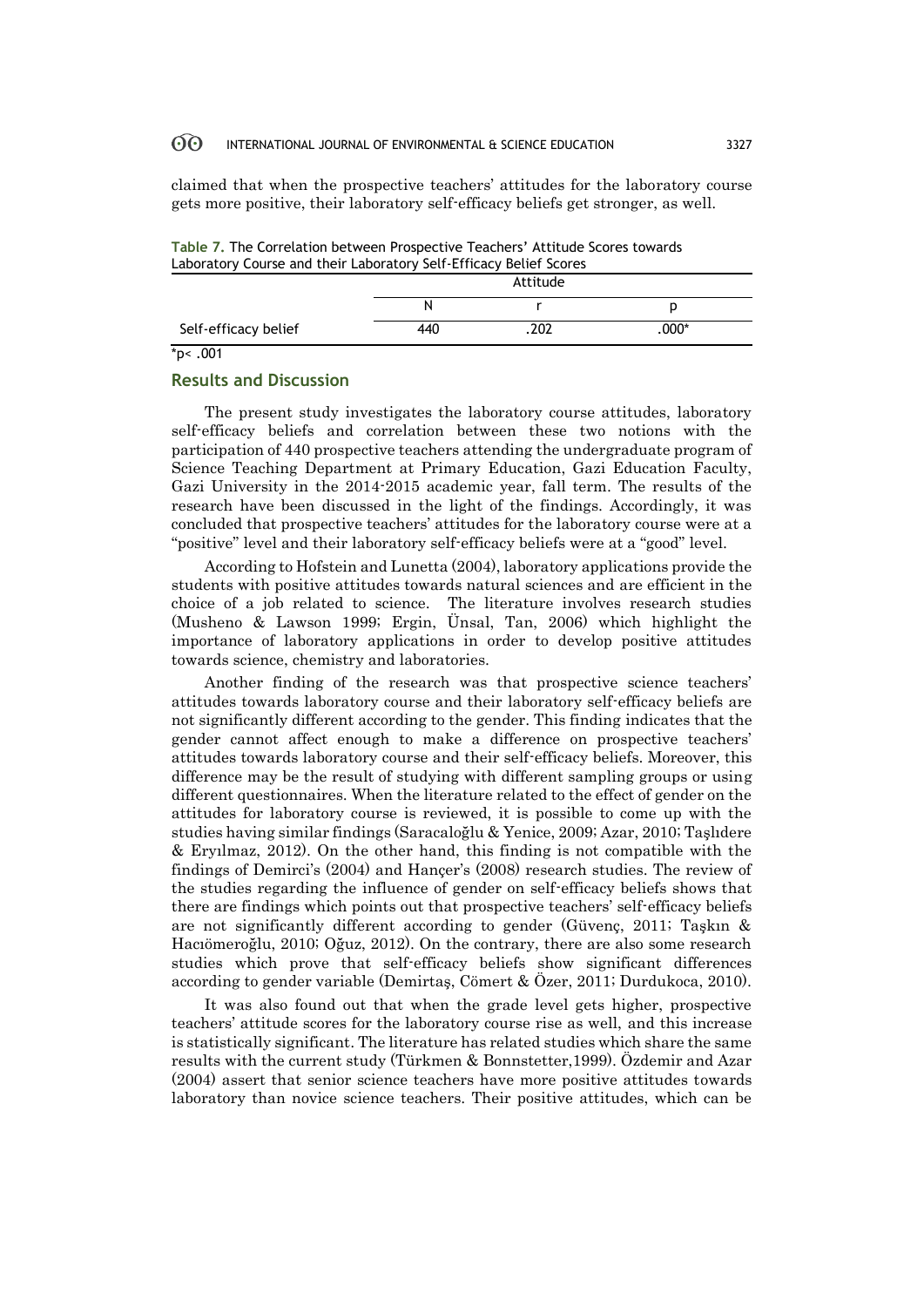claimed that when the prospective teachers' attitudes for the laboratory course gets more positive, their laboratory self-efficacy beliefs get stronger, as well.

**Table 7.** The Correlation between Prospective Teachers' Attitude Scores towards Laboratory Course and their Laboratory Self-Efficacy Belief Scores

| | Attitude | | |
|---|---|---|---|
| | N | r | p |
| Self-efficacy belief | 440 | .202 | .000* |

*p< .001

## Results and Discussion

The present study investigates the laboratory course attitudes, laboratory self-efficacy beliefs and correlation between these two notions with the participation of 440 prospective teachers attending the undergraduate program of Science Teaching Department at Primary Education, Gazi Education Faculty, Gazi University in the 2014-2015 academic year, fall term. The results of the research have been discussed in the light of the findings. Accordingly, it was concluded that prospective teachers' attitudes for the laboratory course were at a "positive" level and their laboratory self-efficacy beliefs were at a "good" level.

According to Hofstein and Lunetta (2004), laboratory applications provide the students with positive attitudes towards natural sciences and are efficient in the choice of a job related to science. The literature involves research studies (Musheno & Lawson 1999; Ergin, Ünsal, Tan, 2006) which highlight the importance of laboratory applications in order to develop positive attitudes towards science, chemistry and laboratories.

Another finding of the research was that prospective science teachers' attitudes towards laboratory course and their laboratory self-efficacy beliefs are not significantly different according to the gender. This finding indicates that the gender cannot affect enough to make a difference on prospective teachers' attitudes towards laboratory course and their self-efficacy beliefs. Moreover, this difference may be the result of studying with different sampling groups or using different questionnaires. When the literature related to the effect of gender on the attitudes for laboratory course is reviewed, it is possible to come up with the studies having similar findings (Saracaloğlu & Yenice, 2009; Azar, 2010; Taşlıdere & Eryılmaz, 2012). On the other hand, this finding is not compatible with the findings of Demirci's (2004) and Hançer's (2008) research studies. The review of the studies regarding the influence of gender on self-efficacy beliefs shows that there are findings which points out that prospective teachers' self-efficacy beliefs are not significantly different according to gender (Güvenç, 2011; Taşkın & Hacıömeroğlu, 2010; Oğuz, 2012). On the contrary, there are also some research studies which prove that self-efficacy beliefs show significant differences according to gender variable (Demirtaş, Cömert & Özer, 2011; Durdukoca, 2010).

It was also found out that when the grade level gets higher, prospective teachers' attitude scores for the laboratory course rise as well, and this increase is statistically significant. The literature has related studies which share the same results with the current study (Türkmen & Bonnstetter,1999). Özdemir and Azar (2004) assert that senior science teachers have more positive attitudes towards laboratory than novice science teachers. Their positive attitudes, which can be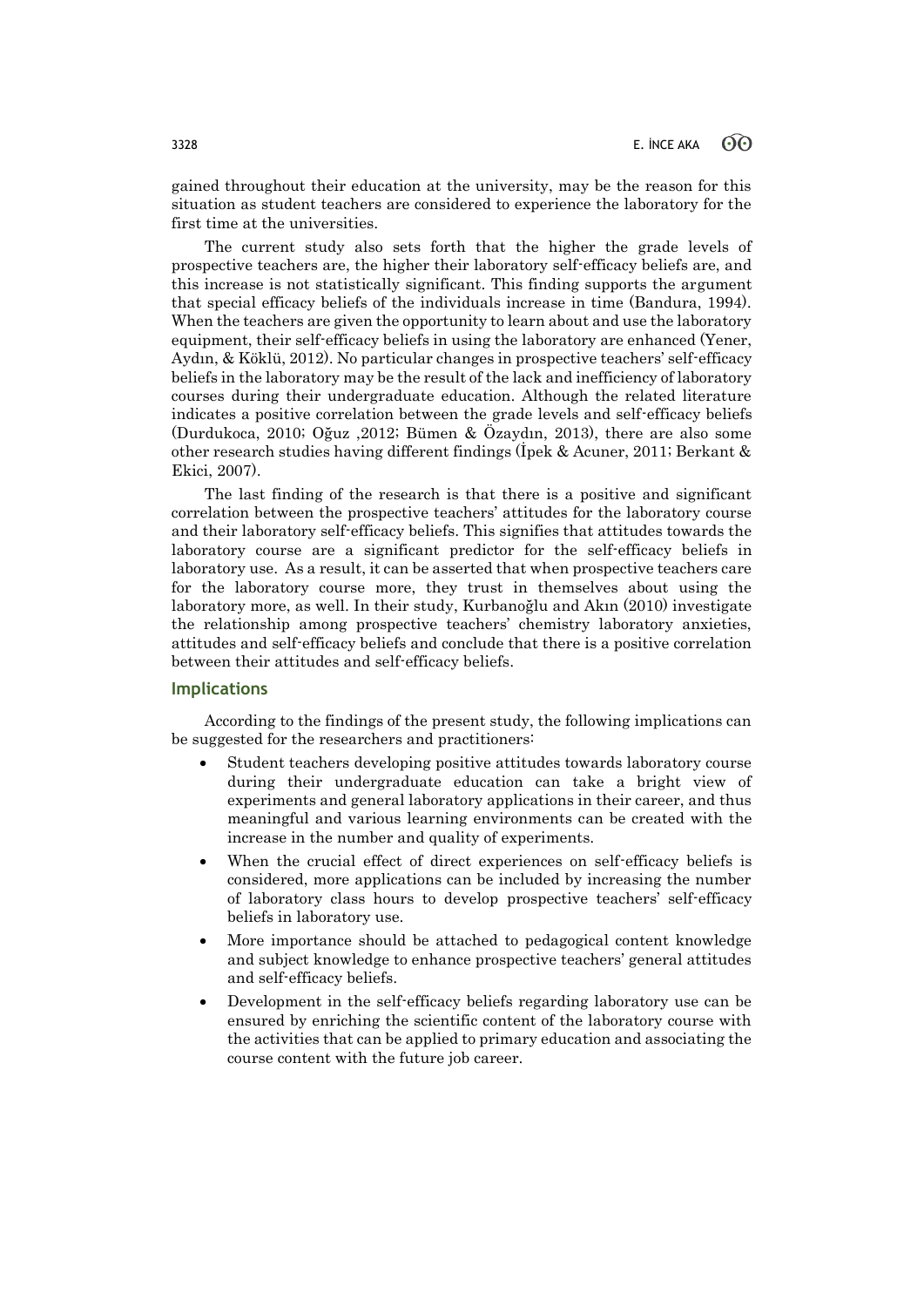gained throughout their education at the university, may be the reason for this situation as student teachers are considered to experience the laboratory for the first time at the universities.

The current study also sets forth that the higher the grade levels of prospective teachers are, the higher their laboratory self-efficacy beliefs are, and this increase is not statistically significant. This finding supports the argument that special efficacy beliefs of the individuals increase in time (Bandura, 1994). When the teachers are given the opportunity to learn about and use the laboratory equipment, their self-efficacy beliefs in using the laboratory are enhanced (Yener, Aydın, & Köklü, 2012). No particular changes in prospective teachers' self-efficacy beliefs in the laboratory may be the result of the lack and inefficiency of laboratory courses during their undergraduate education. Although the related literature indicates a positive correlation between the grade levels and self-efficacy beliefs (Durdukoca, 2010; Oğuz ,2012; Bümen & Özaydın, 2013), there are also some other research studies having different findings (İpek & Acuner, 2011; Berkant & Ekici, 2007).

The last finding of the research is that there is a positive and significant correlation between the prospective teachers' attitudes for the laboratory course and their laboratory self-efficacy beliefs. This signifies that attitudes towards the laboratory course are a significant predictor for the self-efficacy beliefs in laboratory use. As a result, it can be asserted that when prospective teachers care for the laboratory course more, they trust in themselves about using the laboratory more, as well. In their study, Kurbanoğlu and Akın (2010) investigate the relationship among prospective teachers' chemistry laboratory anxieties, attitudes and self-efficacy beliefs and conclude that there is a positive correlation between their attitudes and self-efficacy beliefs.

## Implications

According to the findings of the present study, the following implications can be suggested for the researchers and practitioners:

- Student teachers developing positive attitudes towards laboratory course during their undergraduate education can take a bright view of experiments and general laboratory applications in their career, and thus meaningful and various learning environments can be created with the increase in the number and quality of experiments.
- When the crucial effect of direct experiences on self-efficacy beliefs is considered, more applications can be included by increasing the number of laboratory class hours to develop prospective teachers' self-efficacy beliefs in laboratory use.
- More importance should be attached to pedagogical content knowledge and subject knowledge to enhance prospective teachers' general attitudes and self-efficacy beliefs.
- Development in the self-efficacy beliefs regarding laboratory use can be ensured by enriching the scientific content of the laboratory course with the activities that can be applied to primary education and associating the course content with the future job career.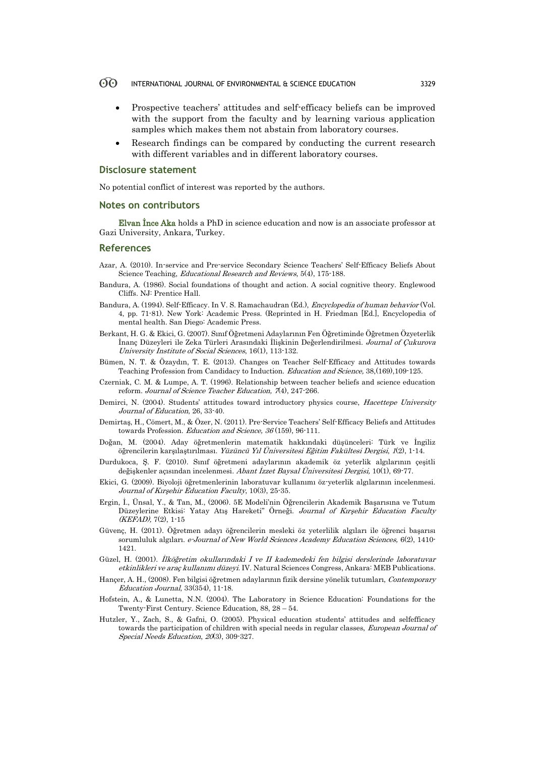- Prospective teachers' attitudes and self-efficacy beliefs can be improved with the support from the faculty and by learning various application samples which makes them not abstain from laboratory courses.
- Research findings can be compared by conducting the current research with different variables and in different laboratory courses.

## Disclosure statement

No potential conflict of interest was reported by the authors.

## Notes on contributors

**Elvan İnce Aka** holds a PhD in science education and now is an associate professor at Gazi University, Ankara, Turkey.

## References

Azar, A. (2010). In-service and Pre-service Secondary Science Teachers' Self-Efficacy Beliefs About Science Teaching, *Educational Research and Reviews*, 5(4), 175-188.

Bandura, A. (1986). Social foundations of thought and action. A social cognitive theory. Englewood Cliffs. NJ: Prentice Hall.

Bandura, A. (1994). Self-Efficacy. In V. S. Ramachaudran (Ed.), *Encyclopedia of human behavior* (Vol. 4, pp. 71-81). New York: Academic Press. (Reprinted in H. Friedman [Ed.], Encyclopedia of mental health. San Diego: Academic Press.

Berkant, H. G. & Ekici, G. (2007). Sınıf Öğretmeni Adaylarının Fen Öğretiminde Öğretmen Özyeterlik İnanç Düzeyleri ile Zeka Türleri Arasındaki İlişkinin Değerlendirilmesi. *Journal of Çukurova University Institute of Social Sciences*, 16(1), 113-132.

Bümen, N. T. & Özaydın, T. E. (2013). Changes on Teacher Self-Efficacy and Attitudes towards Teaching Profession from Candidacy to Induction. *Education and Science,* 38,(169),109-125.

Czerniak, C. M. & Lumpe, A. T. (1996). Relationship between teacher beliefs and science education reform. *Journal of Science Teacher Education, 7*(4), 247-266.

Demirci, N. (2004). Students' attitudes toward introductory physics course, *Hacettepe University Journal of Education*, 26, 33-40.

Demirtaş, H., Cömert, M., & Özer, N. (2011). Pre-Service Teachers' Self-Efficacy Beliefs and Attitudes towards Profession. *Education and Science, 36* (159), 96-111.

Doğan, M. (2004). Aday öğretmenlerin matematik hakkındaki düşünceleri: Türk ve İngiliz öğrencilerin karşılaştırılması. *Yüzüncü Yıl Üniversitesi Eğitim Fakültesi Dergisi*, *1*(2), 1-14.

Durdukoca, Ş. F. (2010). Sınıf öğretmeni adaylarının akademik öz yeterlik algılarının çeşitli değişkenler açısından incelenmesi. *Abant İzzet Baysal Üniversitesi Dergisi,* 10(1), 69-77.

Ekici, G. (2009). Biyoloji öğretmenlerinin laboratuvar kullanımı öz-yeterlik algılarının incelenmesi. *Journal of Kırşehir Education Faculty*, 10(3), 25-35.

Ergin, İ., Ünsal, Y., & Tan, M., (2006). 5E Modeli'nin Öğrencilerin Akademik Başarısına ve Tutum Düzeylerine Etkisi: Yatay Atış Hareketi" Örneği. *Journal of Kırşehir Education Faculty (KEFAD),* 7(2), 1-15

Güvenç, H. (2011). Öğretmen adayı öğrencilerin mesleki öz yeterlilik algıları ile öğrenci başarısı sorumluluk algıları. *e-Journal of New World Sciences Academy Education Sciences,* 6(2), 1410-1421.

Güzel, H. (2001). *İlköğretim okullarındaki I ve II kademedeki fen bilgisi derslerinde laboratuvar etkinlikleri ve araç kullanımı düzeyi.* IV. Natural Sciences Congress, Ankara: MEB Publications.

Hançer, A. H., (2008). Fen bilgisi öğretmen adaylarının fizik dersine yönelik tutumları, *Contemporary Education Journal*, 33(354), 11-18.

Hofstein, A., & Lunetta, N.N. (2004). The Laboratory in Science Education: Foundations for the Twenty-First Century. Science Education, 88, 28 – 54.

Hutzler, Y., Zach, S., & Gafni, O. (2005). Physical education students' attitudes and selfefficacy towards the participation of children with special needs in regular classes, *European Journal of Special Needs Education*, *20*(3), 309-327.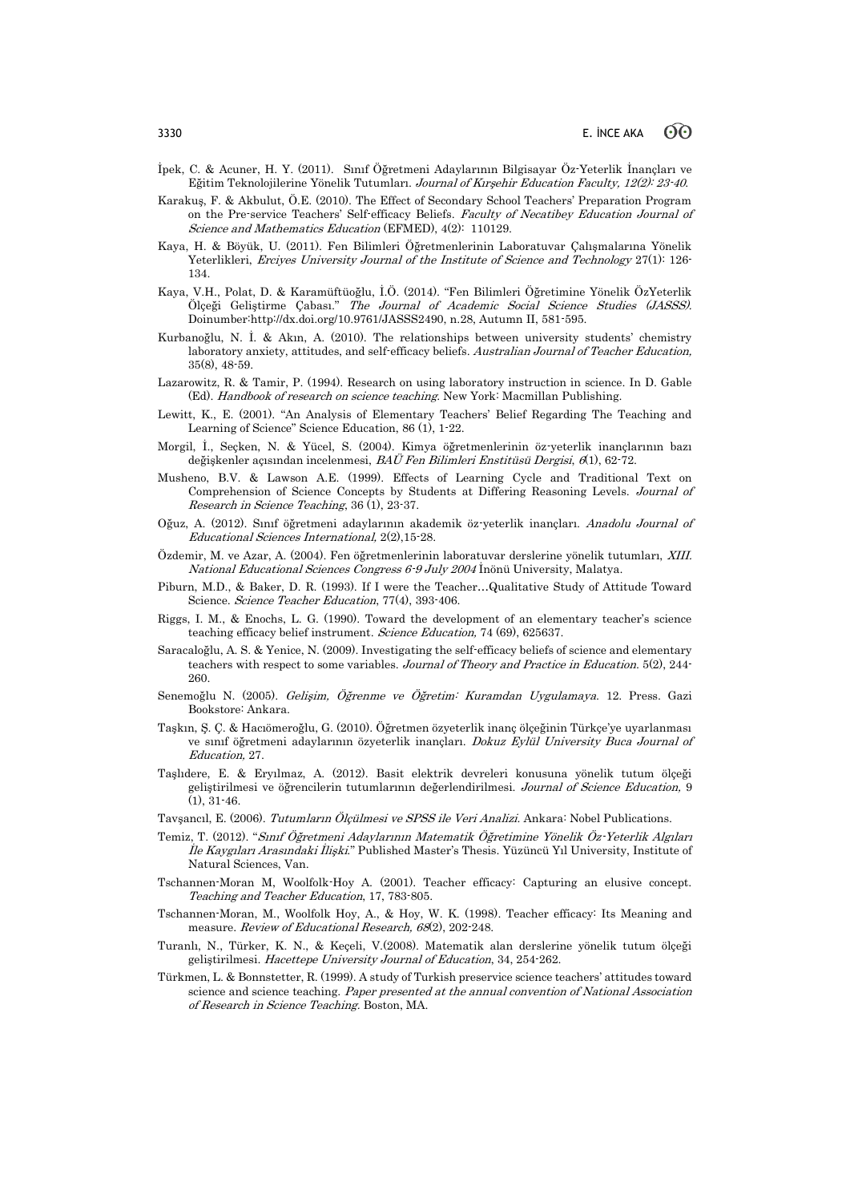İpek, C. & Acuner, H. Y. (2011). Sınıf Öğretmeni Adaylarının Bilgisayar Öz-Yeterlik İnançları ve Eğitim Teknolojilerine Yönelik Tutumları. *Journal of Kırşehir Education Faculty, 12(2): 23-40.*

Karakuş, F. & Akbulut, Ö.E. (2010). The Effect of Secondary School Teachers' Preparation Program on the Pre-service Teachers' Self-efficacy Beliefs. *Faculty of Necatibey Education Journal of Science and Mathematics Education* (EFMED), 4(2): 110129.

Kaya, H. & Böyük, U. (2011). Fen Bilimleri Öğretmenlerinin Laboratuvar Çalışmalarına Yönelik Yeterlikleri, *Erciyes University Journal of the Institute of Science and Technology* 27(1): 126-134.

Kaya, V.H., Polat, D. & Karamüftüoğlu, İ.Ö. (2014). "Fen Bilimleri Öğretimine Yönelik ÖzYeterlik Ölçeği Geliştirme Çabası." *The Journal of Academic Social Science Studies (JASSS).* Doinumber:http://dx.doi.org/10.9761/JASSS2490, n.28, Autumn II, 581-595.

Kurbanoğlu, N. İ. & Akın, A. (2010). The relationships between university students' chemistry laboratory anxiety, attitudes, and self-efficacy beliefs. *Australian Journal of Teacher Education,* 35(8), 48-59.

Lazarowitz, R. & Tamir, P. (1994). Research on using laboratory instruction in science. In D. Gable (Ed). *Handbook of research on science teaching.* New York: Macmillan Publishing.

Lewitt, K., E. (2001). "An Analysis of Elementary Teachers' Belief Regarding The Teaching and Learning of Science" Science Education, 86 (1), 1-22.

Morgil, İ., Seçken, N. & Yücel, S. (2004). Kimya öğretmenlerinin öz-yeterlik inançlarının bazı değişkenler açısından incelenmesi, *BAÜ Fen Bilimleri Enstitüsü Dergisi, 6*(1), 62-72.

Musheno, B.V. & Lawson A.E. (1999). Effects of Learning Cycle and Traditional Text on Comprehension of Science Concepts by Students at Differing Reasoning Levels. *Journal of Research in Science Teaching*, 36 (1), 23-37.

Oğuz, A. (2012). Sınıf öğretmeni adaylarının akademik öz-yeterlik inançları. *Anadolu Journal of Educational Sciences International,* 2(2),15-28.

Özdemir, M. ve Azar, A. (2004). Fen öğretmenlerinin laboratuvar derslerine yönelik tutumları, *XIII. National Educational Sciences Congress 6-9 July 2004* İnönü University, Malatya.

Piburn, M.D., & Baker, D. R. (1993). If I were the Teacher…Qualitative Study of Attitude Toward Science. *Science Teacher Education*, 77(4), 393-406.

Riggs, I. M., & Enochs, L. G. (1990). Toward the development of an elementary teacher's science teaching efficacy belief instrument. *Science Education,* 74 (69), 625637.

Saracaloğlu, A. S. & Yenice, N. (2009). Investigating the self-efficacy beliefs of science and elementary teachers with respect to some variables. *Journal of Theory and Practice in Education.* 5(2), 244-260.

Senemoğlu N. (2005). *Gelişim, Öğrenme ve Öğretim: Kuramdan Uygulamaya.* 12. Press. Gazi Bookstore: Ankara.

Taşkın, Ş. Ç. & Hacıömeroğlu, G. (2010). Öğretmen özyeterlik inanç ölçeğinin Türkçe'ye uyarlanması ve sınıf öğretmeni adaylarının özyeterlik inançları. *Dokuz Eylül University Buca Journal of Education,* 27.

Taşlıdere, E. & Eryılmaz, A. (2012). Basit elektrik devreleri konusuna yönelik tutum ölçeği geliştirilmesi ve öğrencilerin tutumlarının değerlendirilmesi. *Journal of Science Education,* 9 (1), 31-46.

Tavşancıl, E. (2006). *Tutumların Ölçülmesi ve SPSS ile Veri Analizi.* Ankara: Nobel Publications.

Temiz, T. (2012). "*Sınıf Öğretmeni Adaylarının Matematik Öğretimine Yönelik Öz-Yeterlik Algıları İle Kaygıları Arasındaki İlişki.*" Published Master's Thesis. Yüzüncü Yıl University, Institute of Natural Sciences, Van.

Tschannen-Moran M, Woolfolk-Hoy A. (2001). Teacher efficacy: Capturing an elusive concept. *Teaching and Teacher Education*, 17, 783-805.

Tschannen-Moran, M., Woolfolk Hoy, A., & Hoy, W. K. (1998). Teacher efficacy: Its Meaning and measure. *Review of Educational Research, 68*(2), 202-248.

Turanlı, N., Türker, K. N., & Keçeli, V.(2008). Matematik alan derslerine yönelik tutum ölçeği geliştirilmesi. *Hacettepe University Journal of Education*, 34, 254-262.

Türkmen, L. & Bonnstetter, R. (1999). A study of Turkish preservice science teachers' attitudes toward science and science teaching. *Paper presented at the annual convention of National Association of Research in Science Teaching.* Boston, MA.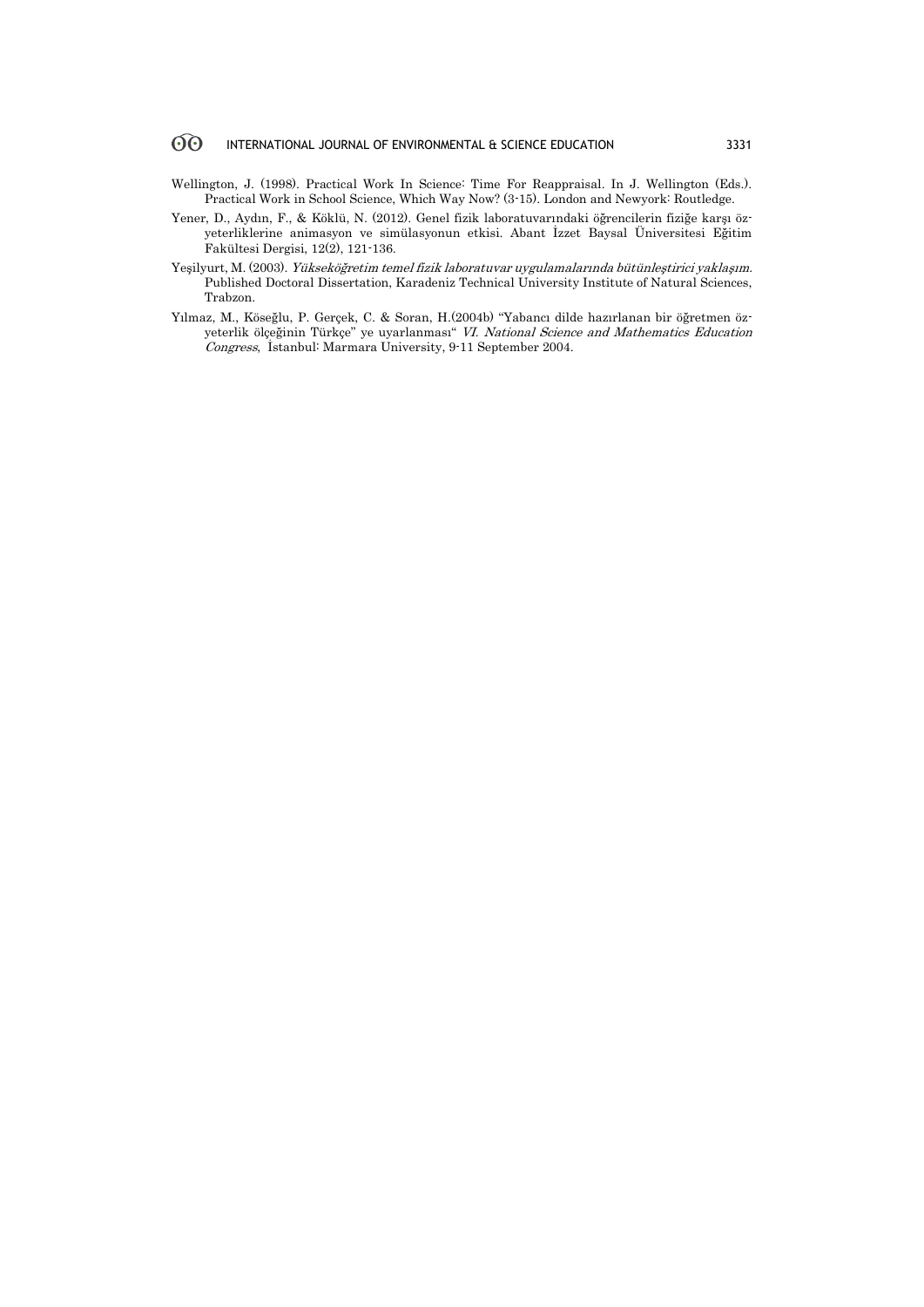Wellington, J. (1998). Practical Work In Science: Time For Reappraisal. In J. Wellington (Eds.). Practical Work in School Science, Which Way Now? (3-15). London and Newyork: Routledge.

Yener, D., Aydın, F., & Köklü, N. (2012). Genel fizik laboratuvarındaki öğrencilerin fiziğe karşı öz-yeterliklerine animasyon ve simülasyonun etkisi. Abant İzzet Baysal Üniversitesi Eğitim Fakültesi Dergisi, 12(2), 121-136.

Yeşilyurt, M. (2003). *Yükseköğretim temel fizik laboratuvar uygulamalarında bütünleştirici yaklaşım*. Published Doctoral Dissertation, Karadeniz Technical University Institute of Natural Sciences, Trabzon.

Yılmaz, M., Köseğlu, P. Gerçek, C. & Soran, H.(2004b) "Yabancı dilde hazırlanan bir öğretmen öz-yeterlik ölçeğinin Türkçe" ye uyarlanması" *VI. National Science and Mathematics Education Congress*, İstanbul: Marmara University, 9-11 September 2004.